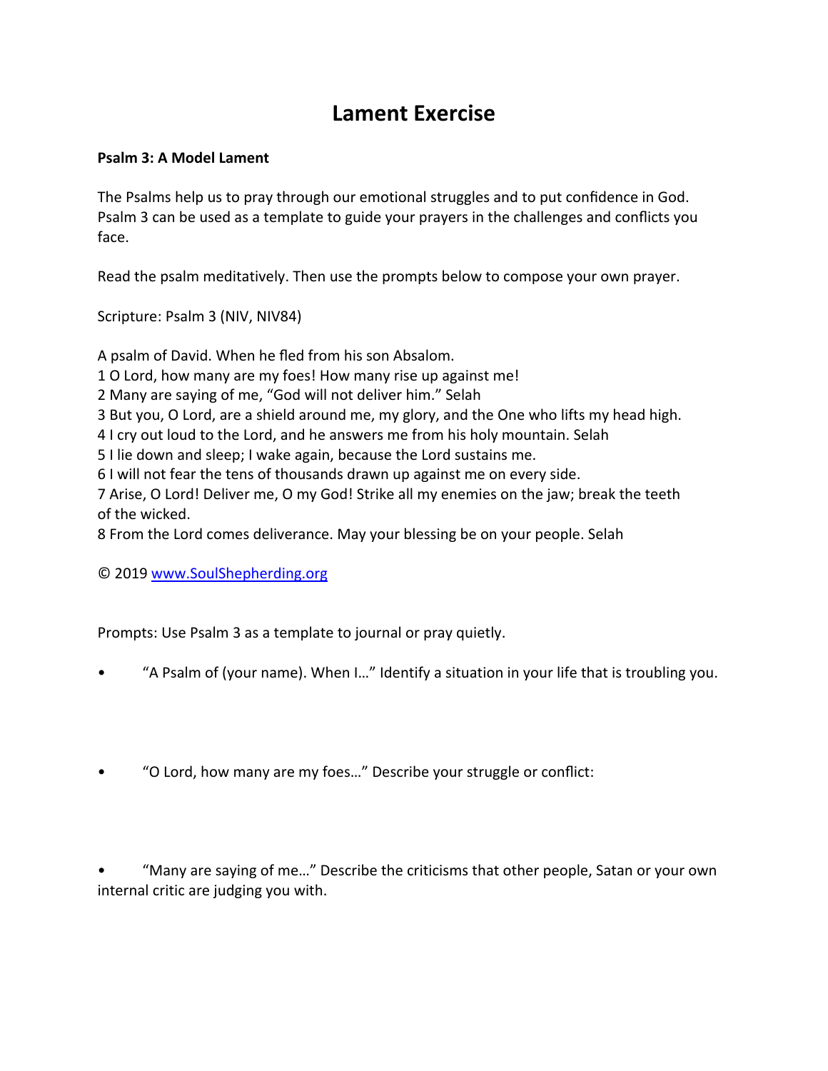# Lament Exercise

**Psalm 3: A Model Lament**

The Psalms help us to pray through our emotional struggles and to put confidence in God. Psalm 3 can be used as a template to guide your prayers in the challenges and conflicts you face.

Read the psalm meditatively. Then use the prompts below to compose your own prayer.

Scripture: Psalm 3 (NIV, NIV84)

A psalm of David. When he fled from his son Absalom.
1 O Lord, how many are my foes! How many rise up against me!
2 Many are saying of me, "God will not deliver him." Selah
3 But you, O Lord, are a shield around me, my glory, and the One who lifts my head high.
4 I cry out loud to the Lord, and he answers me from his holy mountain. Selah
5 I lie down and sleep; I wake again, because the Lord sustains me.
6 I will not fear the tens of thousands drawn up against me on every side.
7 Arise, O Lord! Deliver me, O my God! Strike all my enemies on the jaw; break the teeth of the wicked.
8 From the Lord comes deliverance. May your blessing be on your people. Selah

© 2019 www.SoulShepherding.org

Prompts: Use Psalm 3 as a template to journal or pray quietly.

- "A Psalm of (your name). When I…" Identify a situation in your life that is troubling you.

- "O Lord, how many are my foes…" Describe your struggle or conflict:

- "Many are saying of me…" Describe the criticisms that other people, Satan or your own internal critic are judging you with.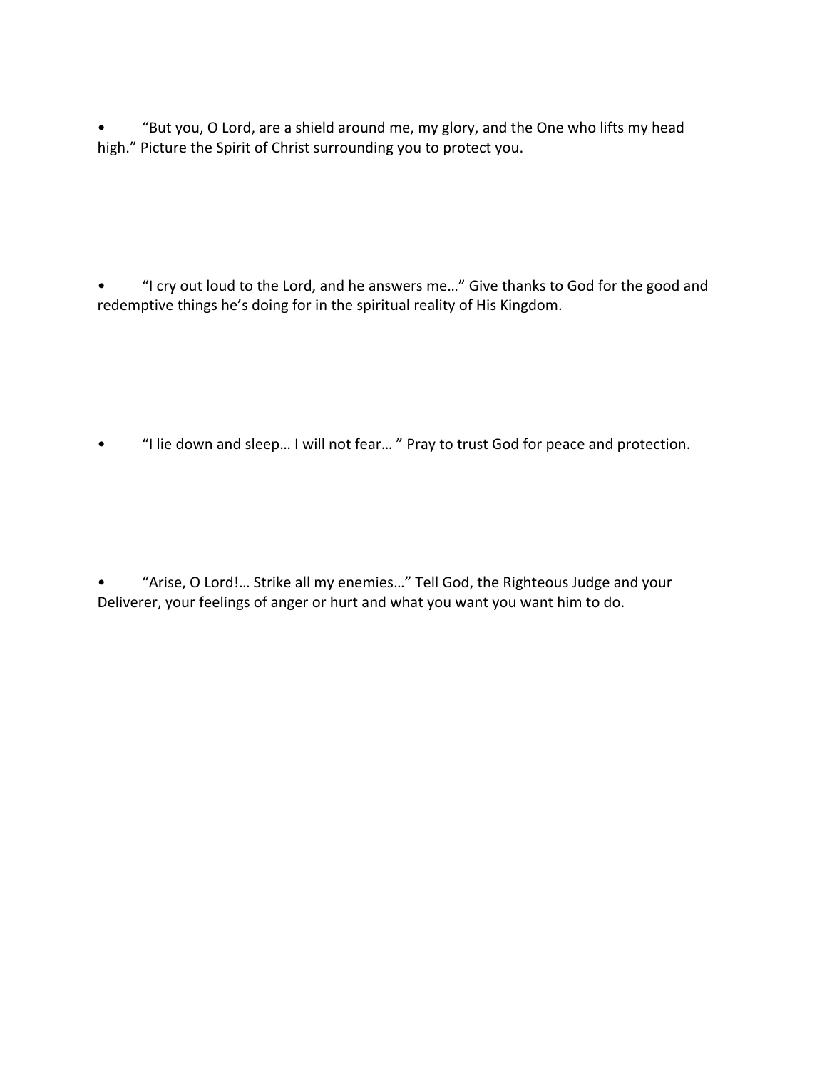- "But you, O Lord, are a shield around me, my glory, and the One who lifts my head high." Picture the Spirit of Christ surrounding you to protect you.

- "I cry out loud to the Lord, and he answers me…" Give thanks to God for the good and redemptive things he's doing for in the spiritual reality of His Kingdom.

- "I lie down and sleep… I will not fear… " Pray to trust God for peace and protection.

- "Arise, O Lord!… Strike all my enemies…" Tell God, the Righteous Judge and your Deliverer, your feelings of anger or hurt and what you want you want him to do.